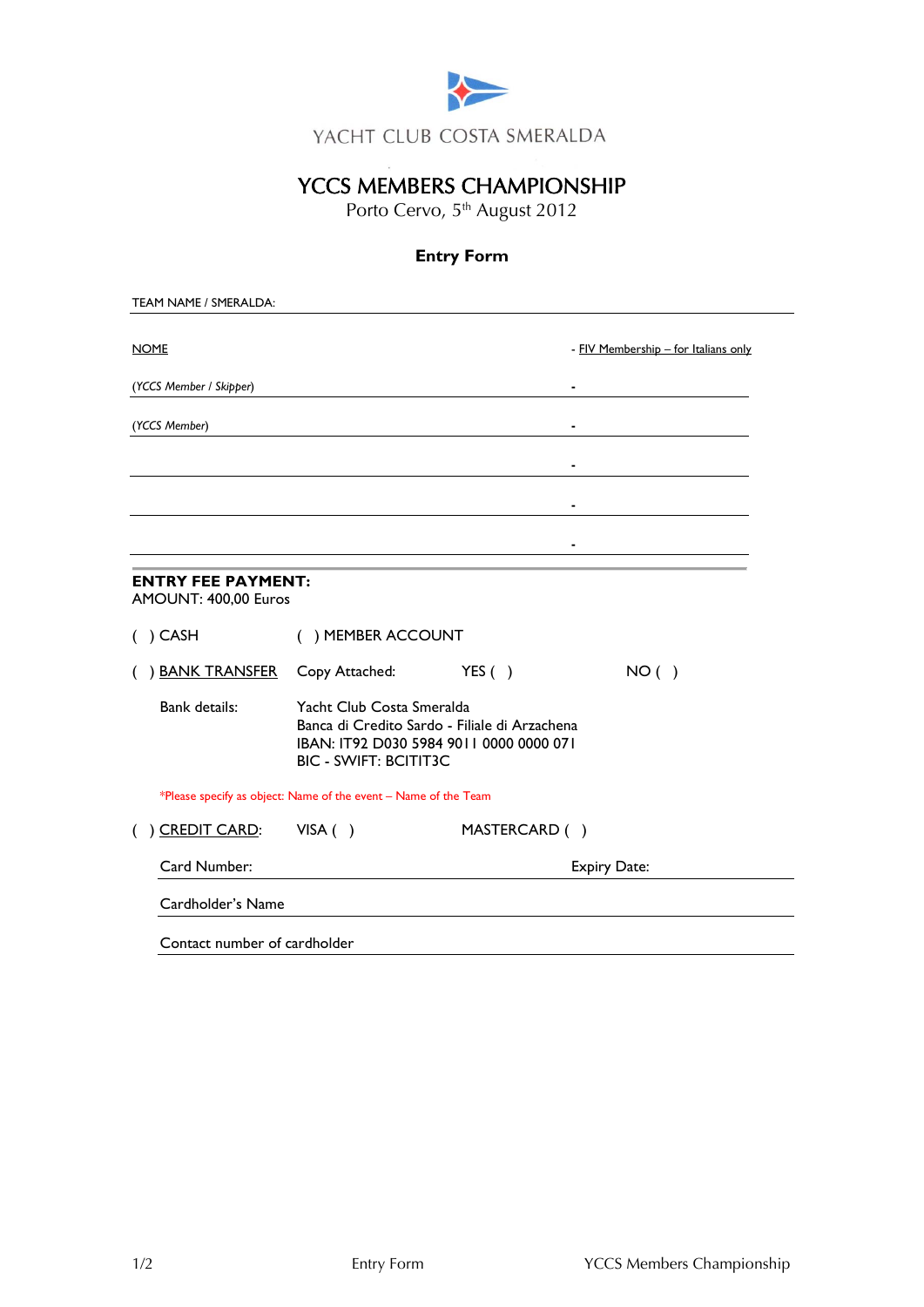YACHT CLUB COSTA SMERALDA

# YCCS MEMBERS CHAMPIONSHIP

Porto Cervo, 5th August 2012

## Entry Form

TEAM NAME / SMERALDA:

| NOME | - FIV Membership – for Italians only |
|---|---|
| *(YCCS Member / Skipper)* | - |
| *(YCCS Member)* | - |
| | - |
| | - |
| | - |

**ENTRY FEE PAYMENT:**
AMOUNT: 400,00 Euros

( ) CASH ( ) MEMBER ACCOUNT

( ) BANK TRANSFER Copy Attached: YES ( ) NO ( )

Bank details:
Yacht Club Costa Smeralda
Banca di Credito Sardo - Filiale di Arzachena
IBAN: IT92 D030 5984 9011 0000 0000 071
BIC - SWIFT: BCITIT3C

*Please specify as object: Name of the event – Name of the Team

( ) CREDIT CARD: VISA ( ) MASTERCARD ( )

Card Number: Expiry Date:

Cardholder's Name

Contact number of cardholder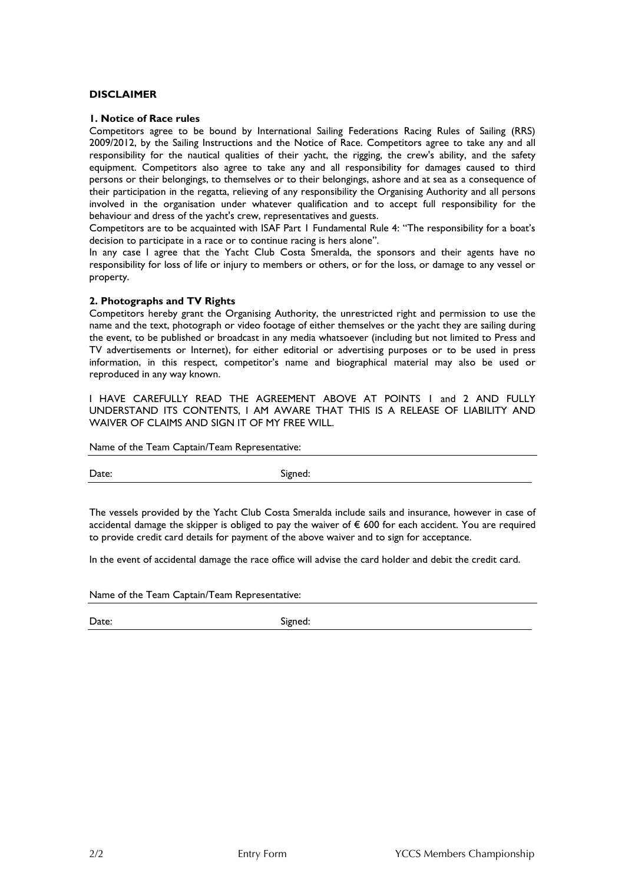**DISCLAIMER**

**1. Notice of Race rules**

Competitors agree to be bound by International Sailing Federations Racing Rules of Sailing (RRS) 2009/2012, by the Sailing Instructions and the Notice of Race. Competitors agree to take any and all responsibility for the nautical qualities of their yacht, the rigging, the crew's ability, and the safety equipment. Competitors also agree to take any and all responsibility for damages caused to third persons or their belongings, to themselves or to their belongings, ashore and at sea as a consequence of their participation in the regatta, relieving of any responsibility the Organising Authority and all persons involved in the organisation under whatever qualification and to accept full responsibility for the behaviour and dress of the yacht's crew, representatives and guests.

Competitors are to be acquainted with ISAF Part 1 Fundamental Rule 4: "The responsibility for a boat's decision to participate in a race or to continue racing is hers alone".

In any case I agree that the Yacht Club Costa Smeralda, the sponsors and their agents have no responsibility for loss of life or injury to members or others, or for the loss, or damage to any vessel or property.

**2. Photographs and TV Rights**

Competitors hereby grant the Organising Authority, the unrestricted right and permission to use the name and the text, photograph or video footage of either themselves or the yacht they are sailing during the event, to be published or broadcast in any media whatsoever (including but not limited to Press and TV advertisements or Internet), for either editorial or advertising purposes or to be used in press information, in this respect, competitor's name and biographical material may also be used or reproduced in any way known.

I HAVE CAREFULLY READ THE AGREEMENT ABOVE AT POINTS 1 and 2 AND FULLY UNDERSTAND ITS CONTENTS, I AM AWARE THAT THIS IS A RELEASE OF LIABILITY AND WAIVER OF CLAIMS AND SIGN IT OF MY FREE WILL.

Name of the Team Captain/Team Representative:

Date: Signed:

The vessels provided by the Yacht Club Costa Smeralda include sails and insurance, however in case of accidental damage the skipper is obliged to pay the waiver of € 600 for each accident. You are required to provide credit card details for payment of the above waiver and to sign for acceptance.

In the event of accidental damage the race office will advise the card holder and debit the credit card.

Name of the Team Captain/Team Representative:

Date: Signed: